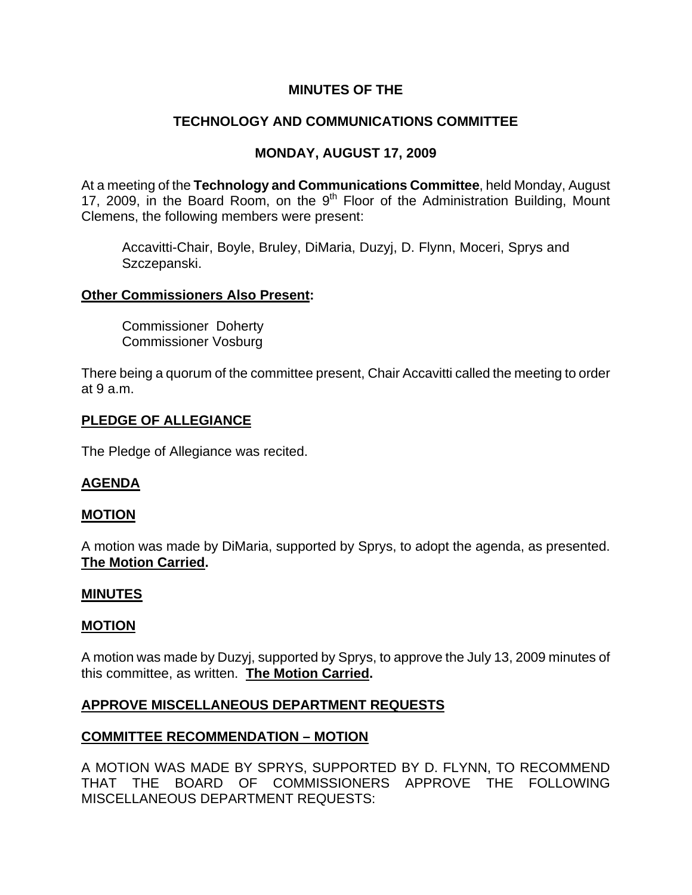# MINUTES OF THE

# TECHNOLOGY AND COMMUNICATIONS COMMITTEE

## MONDAY, AUGUST 17, 2009

At a meeting of the **Technology and Communications Committee**, held Monday, August 17, 2009, in the Board Room, on the 9th Floor of the Administration Building, Mount Clemens, the following members were present:

> Accavitti-Chair, Boyle, Bruley, DiMaria, Duzyj, D. Flynn, Moceri, Sprys and Szczepanski.

**Other Commissioners Also Present:**

> Commissioner Doherty
> Commissioner Vosburg

There being a quorum of the committee present, Chair Accavitti called the meeting to order at 9 a.m.

**PLEDGE OF ALLEGIANCE**

The Pledge of Allegiance was recited.

**AGENDA**

**MOTION**

A motion was made by DiMaria, supported by Sprys, to adopt the agenda, as presented. **The Motion Carried.**

**MINUTES**

**MOTION**

A motion was made by Duzyj, supported by Sprys, to approve the July 13, 2009 minutes of this committee, as written. **The Motion Carried.**

**APPROVE MISCELLANEOUS DEPARTMENT REQUESTS**

**COMMITTEE RECOMMENDATION – MOTION**

A MOTION WAS MADE BY SPRYS, SUPPORTED BY D. FLYNN, TO RECOMMEND THAT THE BOARD OF COMMISSIONERS APPROVE THE FOLLOWING MISCELLANEOUS DEPARTMENT REQUESTS: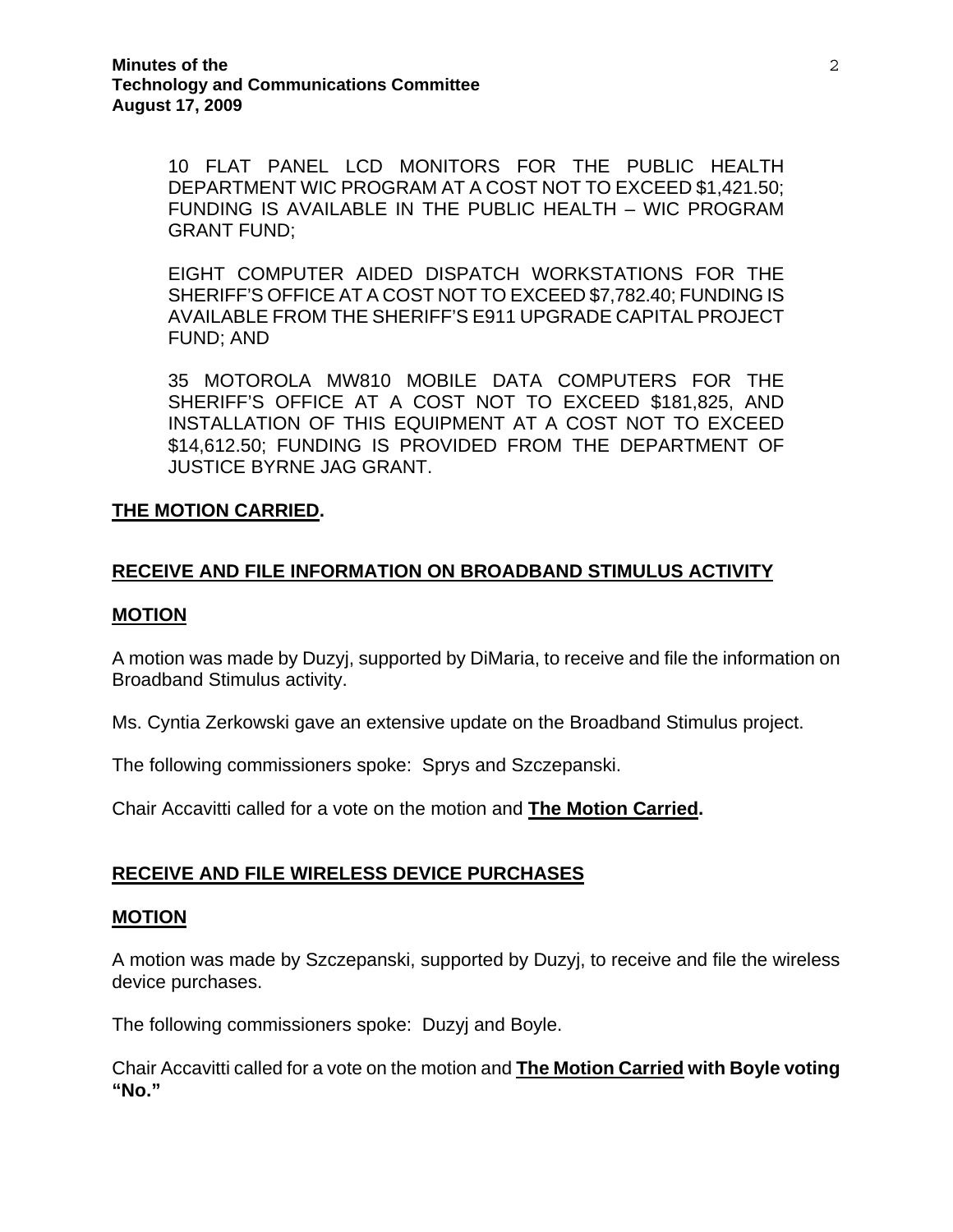10 FLAT PANEL LCD MONITORS FOR THE PUBLIC HEALTH DEPARTMENT WIC PROGRAM AT A COST NOT TO EXCEED $1,421.50; FUNDING IS AVAILABLE IN THE PUBLIC HEALTH – WIC PROGRAM GRANT FUND;

EIGHT COMPUTER AIDED DISPATCH WORKSTATIONS FOR THE SHERIFF'S OFFICE AT A COST NOT TO EXCEED $7,782.40; FUNDING IS AVAILABLE FROM THE SHERIFF'S E911 UPGRADE CAPITAL PROJECT FUND; AND

35 MOTOROLA MW810 MOBILE DATA COMPUTERS FOR THE SHERIFF'S OFFICE AT A COST NOT TO EXCEED $181,825, AND INSTALLATION OF THIS EQUIPMENT AT A COST NOT TO EXCEED $14,612.50; FUNDING IS PROVIDED FROM THE DEPARTMENT OF JUSTICE BYRNE JAG GRANT.

**THE MOTION CARRIED.**

## RECEIVE AND FILE INFORMATION ON BROADBAND STIMULUS ACTIVITY

### MOTION

A motion was made by Duzyj, supported by DiMaria, to receive and file the information on Broadband Stimulus activity.

Ms. Cyntia Zerkowski gave an extensive update on the Broadband Stimulus project.

The following commissioners spoke: Sprys and Szczepanski.

Chair Accavitti called for a vote on the motion and **The Motion Carried.**

## RECEIVE AND FILE WIRELESS DEVICE PURCHASES

### MOTION

A motion was made by Szczepanski, supported by Duzyj, to receive and file the wireless device purchases.

The following commissioners spoke: Duzyj and Boyle.

Chair Accavitti called for a vote on the motion and **The Motion Carried with Boyle voting "No."**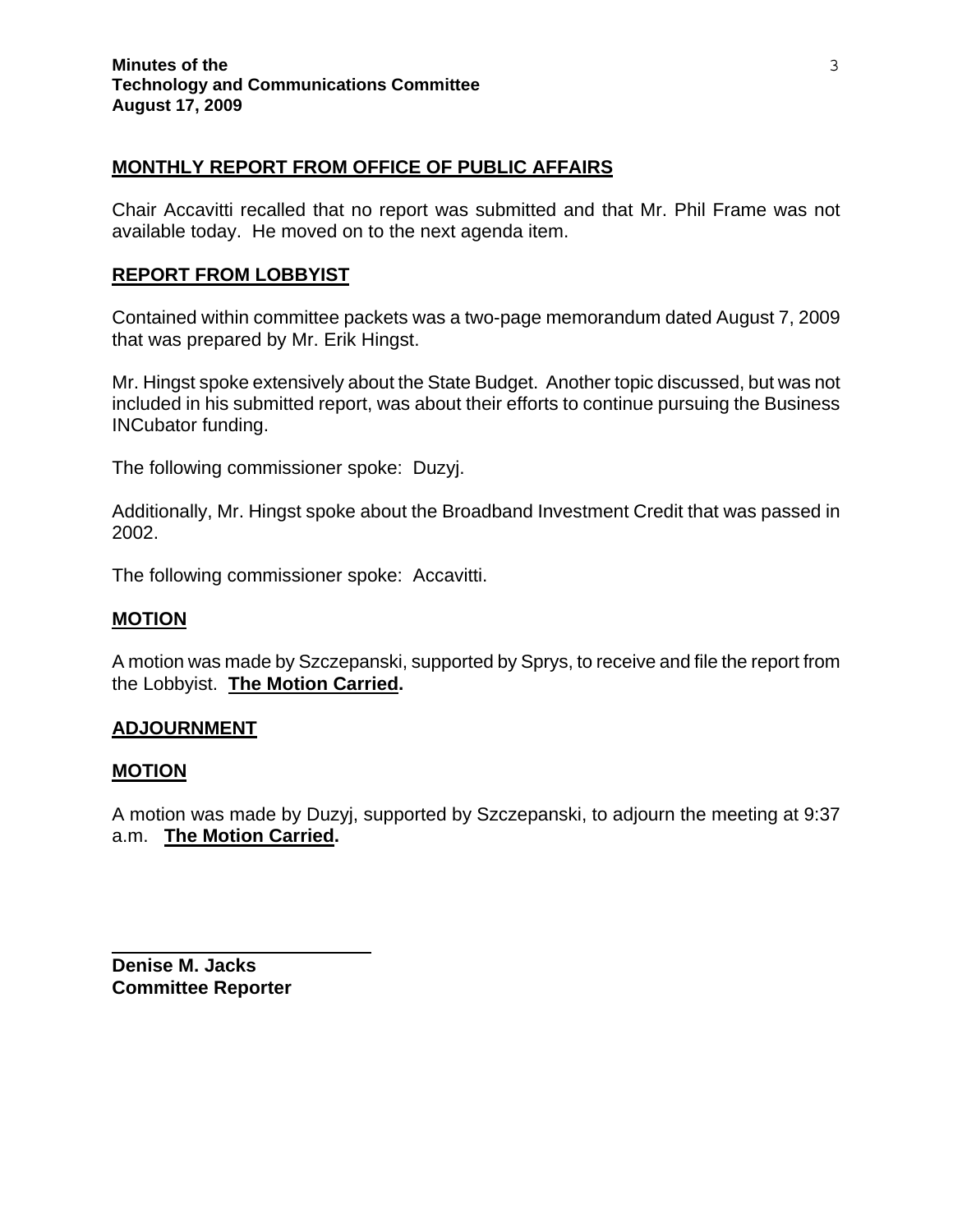## MONTHLY REPORT FROM OFFICE OF PUBLIC AFFAIRS

Chair Accavitti recalled that no report was submitted and that Mr. Phil Frame was not available today. He moved on to the next agenda item.

## REPORT FROM LOBBYIST

Contained within committee packets was a two-page memorandum dated August 7, 2009 that was prepared by Mr. Erik Hingst.

Mr. Hingst spoke extensively about the State Budget. Another topic discussed, but was not included in his submitted report, was about their efforts to continue pursuing the Business INCubator funding.

The following commissioner spoke: Duzyj.

Additionally, Mr. Hingst spoke about the Broadband Investment Credit that was passed in 2002.

The following commissioner spoke: Accavitti.

## MOTION

A motion was made by Szczepanski, supported by Sprys, to receive and file the report from the Lobbyist. **The Motion Carried.**

## ADJOURNMENT

## MOTION

A motion was made by Duzyj, supported by Szczepanski, to adjourn the meeting at 9:37 a.m. **The Motion Carried.**

\_\_\_\_\_\_\_\_\_\_\_\_\_\_\_\_\_\_\_\_\_\_\_\_\_\_\_\_

**Denise M. Jacks**
**Committee Reporter**